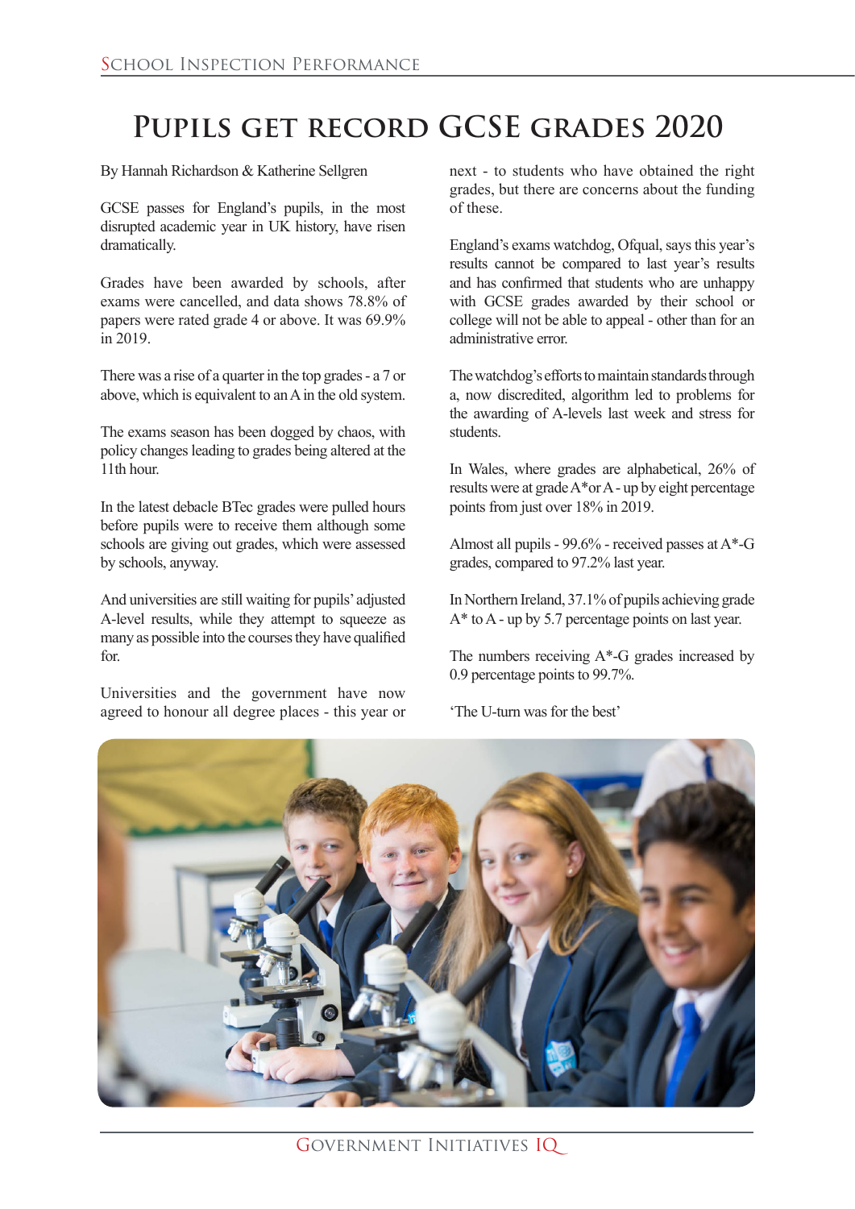# Pupils get record GCSE grades 2020

By Hannah Richardson & Katherine Sellgren

GCSE passes for England's pupils, in the most disrupted academic year in UK history, have risen dramatically.

Grades have been awarded by schools, after exams were cancelled, and data shows 78.8% of papers were rated grade 4 or above. It was 69.9% in 2019.

There was a rise of a quarter in the top grades - a 7 or above, which is equivalent to an A in the old system.

The exams season has been dogged by chaos, with policy changes leading to grades being altered at the 11th hour.

In the latest debacle BTec grades were pulled hours before pupils were to receive them although some schools are giving out grades, which were assessed by schools, anyway.

And universities are still waiting for pupils' adjusted A-level results, while they attempt to squeeze as many as possible into the courses they have qualified for.

Universities and the government have now agreed to honour all degree places - this year or next - to students who have obtained the right grades, but there are concerns about the funding of these.

England's exams watchdog, Ofqual, says this year's results cannot be compared to last year's results and has confirmed that students who are unhappy with GCSE grades awarded by their school or college will not be able to appeal - other than for an administrative error.

The watchdog's efforts to maintain standards through a, now discredited, algorithm led to problems for the awarding of A-levels last week and stress for students.

In Wales, where grades are alphabetical, 26% of results were at grade A* or A - up by eight percentage points from just over 18% in 2019.

Almost all pupils - 99.6% - received passes at A*-G grades, compared to 97.2% last year.

In Northern Ireland, 37.1% of pupils achieving grade A* to A - up by 5.7 percentage points on last year.

The numbers receiving A*-G grades increased by 0.9 percentage points to 99.7%.

'The U-turn was for the best'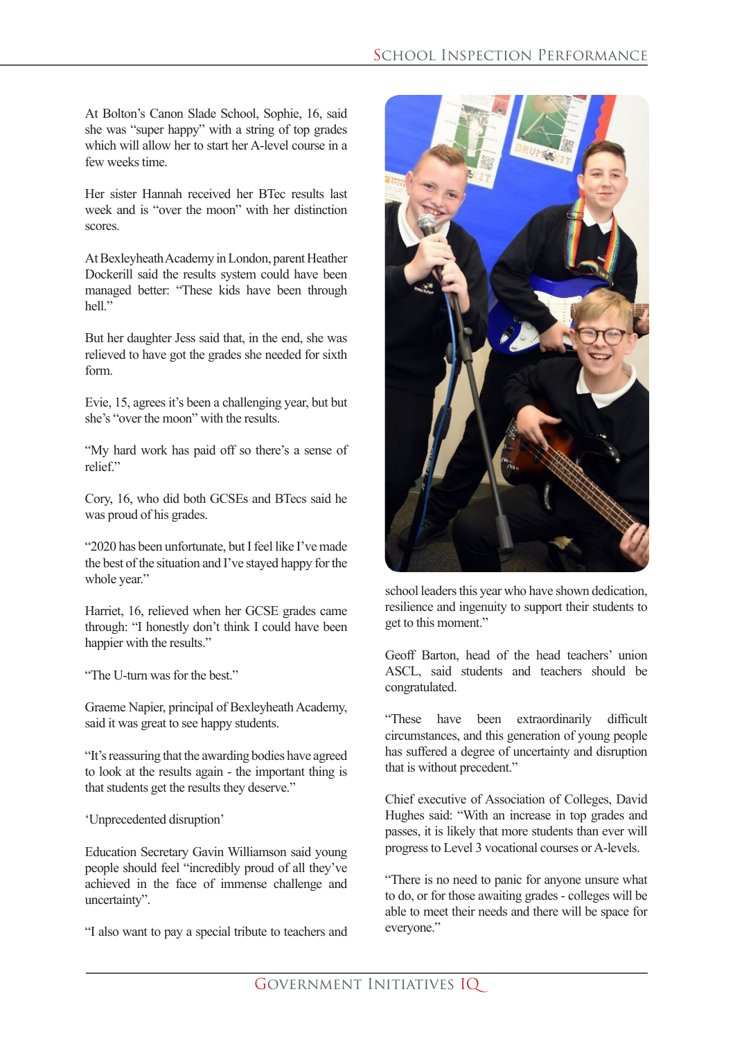At Bolton's Canon Slade School, Sophie, 16, said she was "super happy" with a string of top grades which will allow her to start her A-level course in a few weeks time.

Her sister Hannah received her BTec results last week and is "over the moon" with her distinction scores.

At Bexleyheath Academy in London, parent Heather Dockerill said the results system could have been managed better: "These kids have been through hell."

But her daughter Jess said that, in the end, she was relieved to have got the grades she needed for sixth form.

Evie, 15, agrees it's been a challenging year, but but she's "over the moon" with the results.

"My hard work has paid off so there's a sense of relief."

Cory, 16, who did both GCSEs and BTecs said he was proud of his grades.

"2020 has been unfortunate, but I feel like I've made the best of the situation and I've stayed happy for the whole year."

Harriet, 16, relieved when her GCSE grades came through: "I honestly don't think I could have been happier with the results."

"The U-turn was for the best."

Graeme Napier, principal of Bexleyheath Academy, said it was great to see happy students.

"It's reassuring that the awarding bodies have agreed to look at the results again - the important thing is that students get the results they deserve."

'Unprecedented disruption'

Education Secretary Gavin Williamson said young people should feel "incredibly proud of all they've achieved in the face of immense challenge and uncertainty".

"I also want to pay a special tribute to teachers and school leaders this year who have shown dedication, resilience and ingenuity to support their students to get to this moment."

Geoff Barton, head of the head teachers' union ASCL, said students and teachers should be congratulated.

"These have been extraordinarily difficult circumstances, and this generation of young people has suffered a degree of uncertainty and disruption that is without precedent."

Chief executive of Association of Colleges, David Hughes said: "With an increase in top grades and passes, it is likely that more students than ever will progress to Level 3 vocational courses or A-levels.

"There is no need to panic for anyone unsure what to do, or for those awaiting grades - colleges will be able to meet their needs and there will be space for everyone."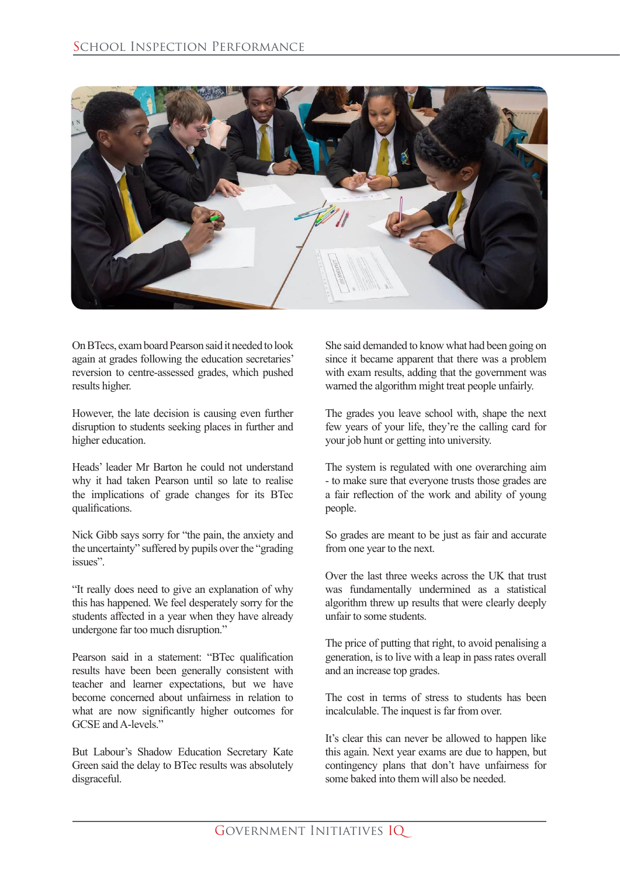On BTecs, exam board Pearson said it needed to look again at grades following the education secretaries' reversion to centre-assessed grades, which pushed results higher.

However, the late decision is causing even further disruption to students seeking places in further and higher education.

Heads' leader Mr Barton he could not understand why it had taken Pearson until so late to realise the implications of grade changes for its BTec qualifications.

Nick Gibb says sorry for "the pain, the anxiety and the uncertainty" suffered by pupils over the "grading issues".

"It really does need to give an explanation of why this has happened. We feel desperately sorry for the students affected in a year when they have already undergone far too much disruption."

Pearson said in a statement: "BTec qualification results have been been generally consistent with teacher and learner expectations, but we have become concerned about unfairness in relation to what are now significantly higher outcomes for GCSE and A-levels."

But Labour's Shadow Education Secretary Kate Green said the delay to BTec results was absolutely disgraceful.

She said demanded to know what had been going on since it became apparent that there was a problem with exam results, adding that the government was warned the algorithm might treat people unfairly.

The grades you leave school with, shape the next few years of your life, they're the calling card for your job hunt or getting into university.

The system is regulated with one overarching aim - to make sure that everyone trusts those grades are a fair reflection of the work and ability of young people.

So grades are meant to be just as fair and accurate from one year to the next.

Over the last three weeks across the UK that trust was fundamentally undermined as a statistical algorithm threw up results that were clearly deeply unfair to some students.

The price of putting that right, to avoid penalising a generation, is to live with a leap in pass rates overall and an increase top grades.

The cost in terms of stress to students has been incalculable. The inquest is far from over.

It's clear this can never be allowed to happen like this again. Next year exams are due to happen, but contingency plans that don't have unfairness for some baked into them will also be needed.